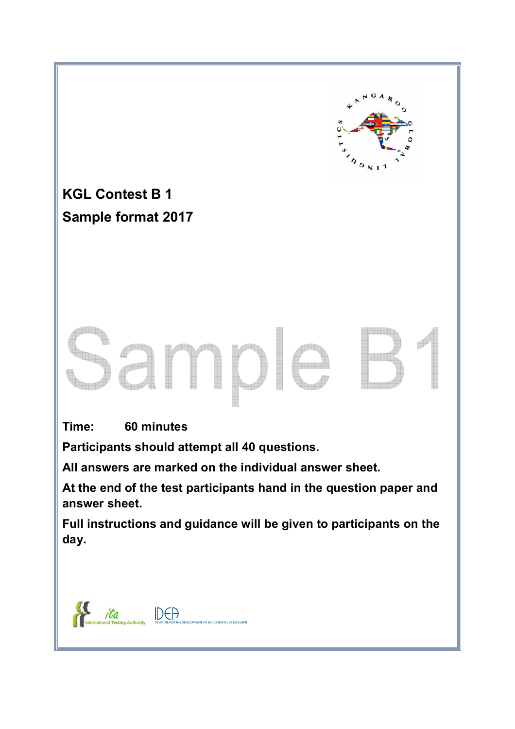**KGL Contest B 1**

**Sample format 2017**

Sample B1

**Time: 60 minutes**

**Participants should attempt all 40 questions.**

**All answers are marked on the individual answer sheet.**

**At the end of the test participants hand in the question paper and answer sheet.**

**Full instructions and guidance will be given to participants on the day.**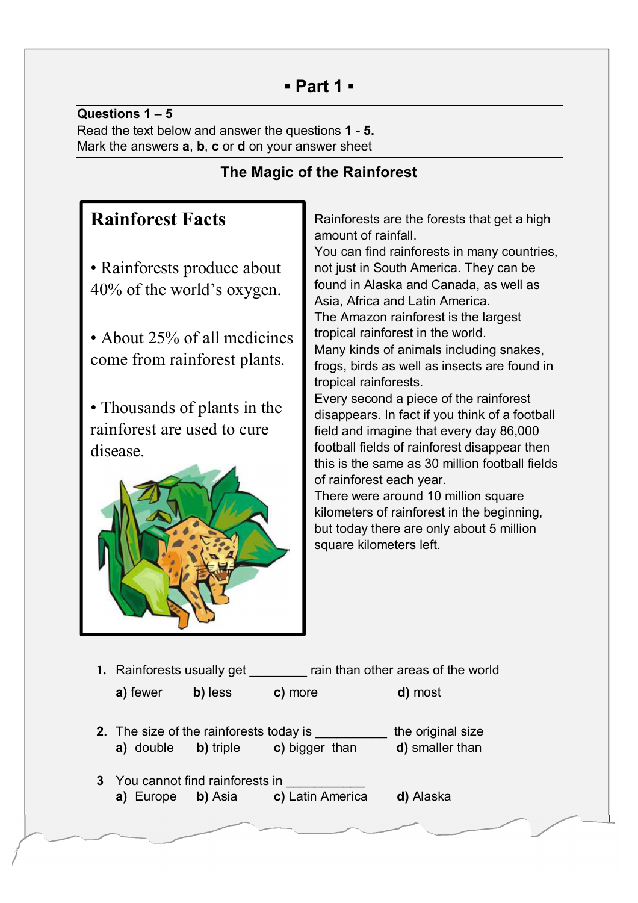# ▪ Part 1 ▪

**Questions 1 – 5**

Read the text below and answer the questions **1 - 5.**

Mark the answers **a**, **b**, **c** or **d** on your answer sheet

## The Magic of the Rainforest

### Rainforest Facts

- Rainforests produce about 40% of the world's oxygen.
- About 25% of all medicines come from rainforest plants.
- Thousands of plants in the rainforest are used to cure disease.

Rainforests are the forests that get a high amount of rainfall.
You can find rainforests in many countries, not just in South America. They can be found in Alaska and Canada, as well as Asia, Africa and Latin America.
The Amazon rainforest is the largest tropical rainforest in the world.
Many kinds of animals including snakes, frogs, birds as well as insects are found in tropical rainforests.
Every second a piece of the rainforest disappears. In fact if you think of a football field and imagine that every day 86,000 football fields of rainforest disappear then this is the same as 30 million football fields of rainforest each year.
There were around 10 million square kilometers of rainforest in the beginning, but today there are only about 5 million square kilometers left.

1. Rainforests usually get ________ rain than other areas of the world

   **a)** fewer **b)** less **c)** more **d)** most

2. The size of the rainforests today is __________ the original size

   **a)** double **b)** triple **c)** bigger than **d)** smaller than

3 You cannot find rainforests in ___________

   **a)** Europe **b)** Asia **c)** Latin America **d)** Alaska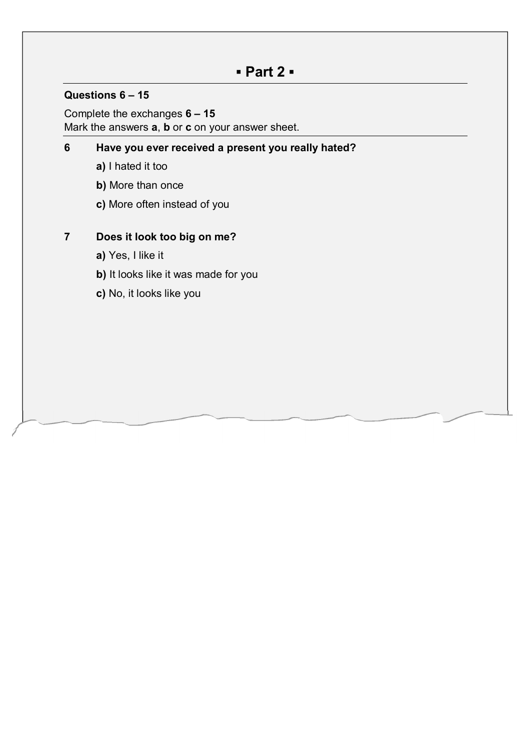## ▪ Part 2 ▪

**Questions 6 – 15**

Complete the exchanges **6 – 15**
Mark the answers **a**, **b** or **c** on your answer sheet.

**6 Have you ever received a present you really hated?**

**a)** I hated it too

**b)** More than once

**c)** More often instead of you

**7 Does it look too big on me?**

**a)** Yes, I like it

**b)** It looks like it was made for you

**c)** No, it looks like you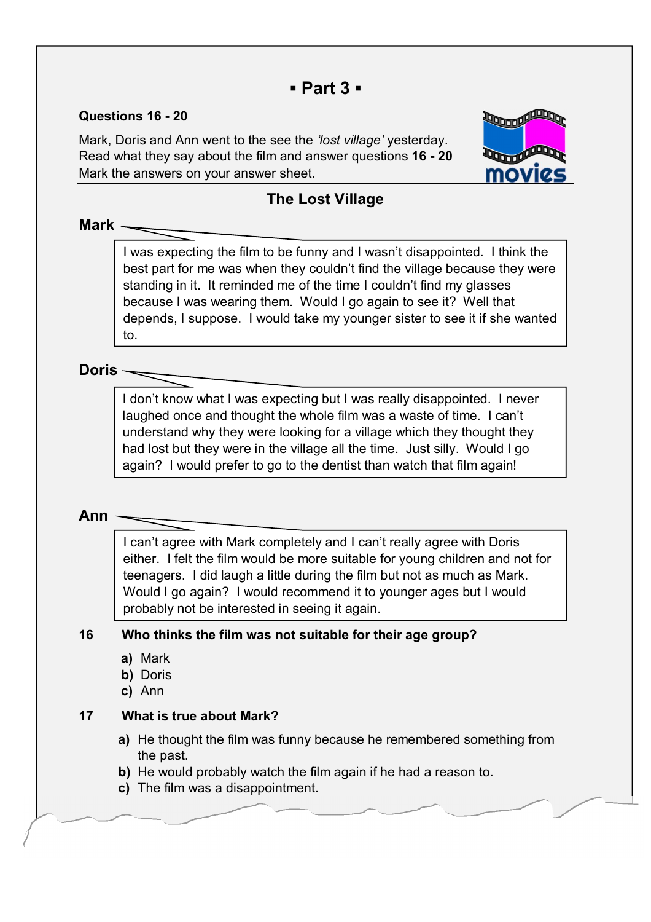## ▪ Part 3 ▪

**Questions 16 - 20**

Mark, Doris and Ann went to the see the *'lost village'* yesterday. Read what they say about the film and answer questions **16 - 20** Mark the answers on your answer sheet.

### The Lost Village

**Mark**

I was expecting the film to be funny and I wasn't disappointed. I think the best part for me was when they couldn't find the village because they were standing in it. It reminded me of the time I couldn't find my glasses because I was wearing them. Would I go again to see it? Well that depends, I suppose. I would take my younger sister to see it if she wanted to.

**Doris**

I don't know what I was expecting but I was really disappointed. I never laughed once and thought the whole film was a waste of time. I can't understand why they were looking for a village which they thought they had lost but they were in the village all the time. Just silly. Would I go again? I would prefer to go to the dentist than watch that film again!

**Ann**

I can't agree with Mark completely and I can't really agree with Doris either. I felt the film would be more suitable for young children and not for teenagers. I did laugh a little during the film but not as much as Mark. Would I go again? I would recommend it to younger ages but I would probably not be interested in seeing it again.

**16 Who thinks the film was not suitable for their age group?**

**a)** Mark
**b)** Doris
**c)** Ann

**17 What is true about Mark?**

**a)** He thought the film was funny because he remembered something from the past.
**b)** He would probably watch the film again if he had a reason to.
**c)** The film was a disappointment.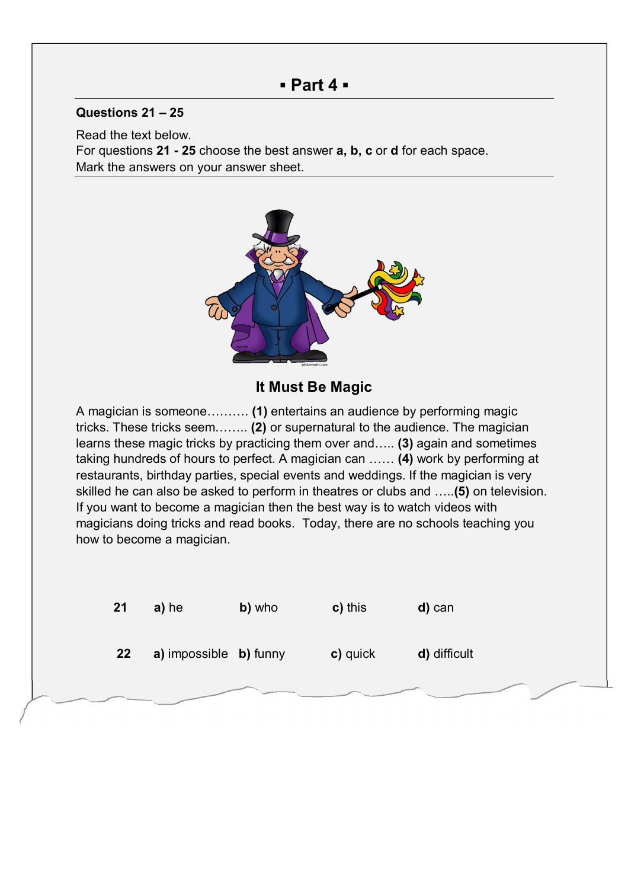## ▪ Part 4 ▪

**Questions 21 – 25**

Read the text below.
For questions **21 - 25** choose the best answer **a, b, c** or **d** for each space.
Mark the answers on your answer sheet.

### It Must Be Magic

A magician is someone………. **(1)** entertains an audience by performing magic tricks. These tricks seem…….. **(2)** or supernatural to the audience. The magician learns these magic tricks by practicing them over and….. **(3)** again and sometimes taking hundreds of hours to perfect. A magician can …… **(4)** work by performing at restaurants, birthday parties, special events and weddings. If the magician is very skilled he can also be asked to perform in theatres or clubs and …..**(5)** on television. If you want to become a magician then the best way is to watch videos with magicians doing tricks and read books. Today, there are no schools teaching you how to become a magician.

| | | | | |
|---|---|---|---|---|
| **21** | **a)** he | **b)** who | **c)** this | **d)** can |
| **22** | **a)** impossible | **b)** funny | **c)** quick | **d)** difficult |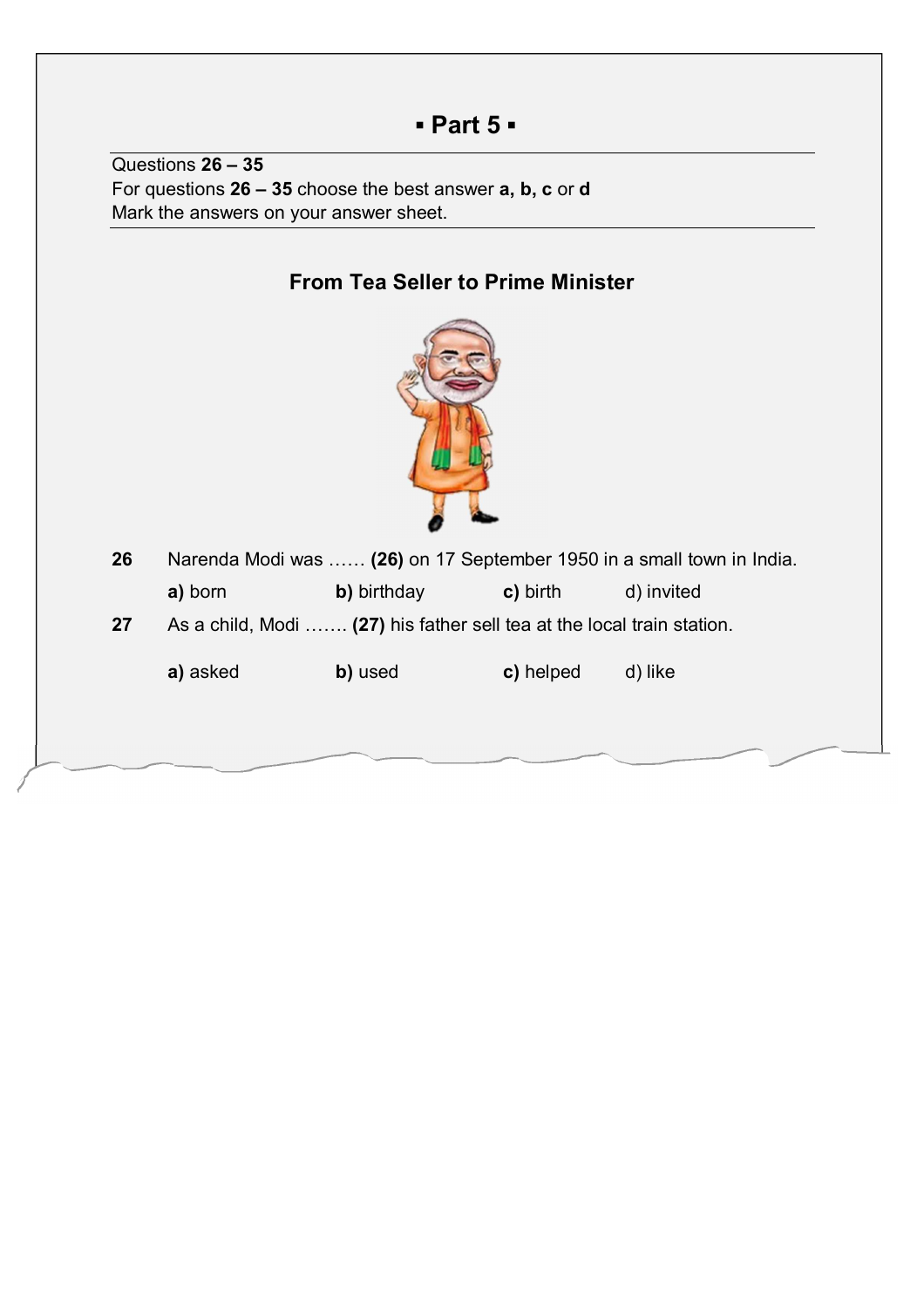## ▪ Part 5 ▪

Questions **26 – 35**
For questions **26 – 35** choose the best answer **a, b, c** or **d**
Mark the answers on your answer sheet.

### From Tea Seller to Prime Minister

**26** Narenda Modi was …… **(26)** on 17 September 1950 in a small town in India.

**a)** born **b)** birthday **c)** birth d) invited

**27** As a child, Modi ……. **(27)** his father sell tea at the local train station.

**a)** asked **b)** used **c)** helped d) like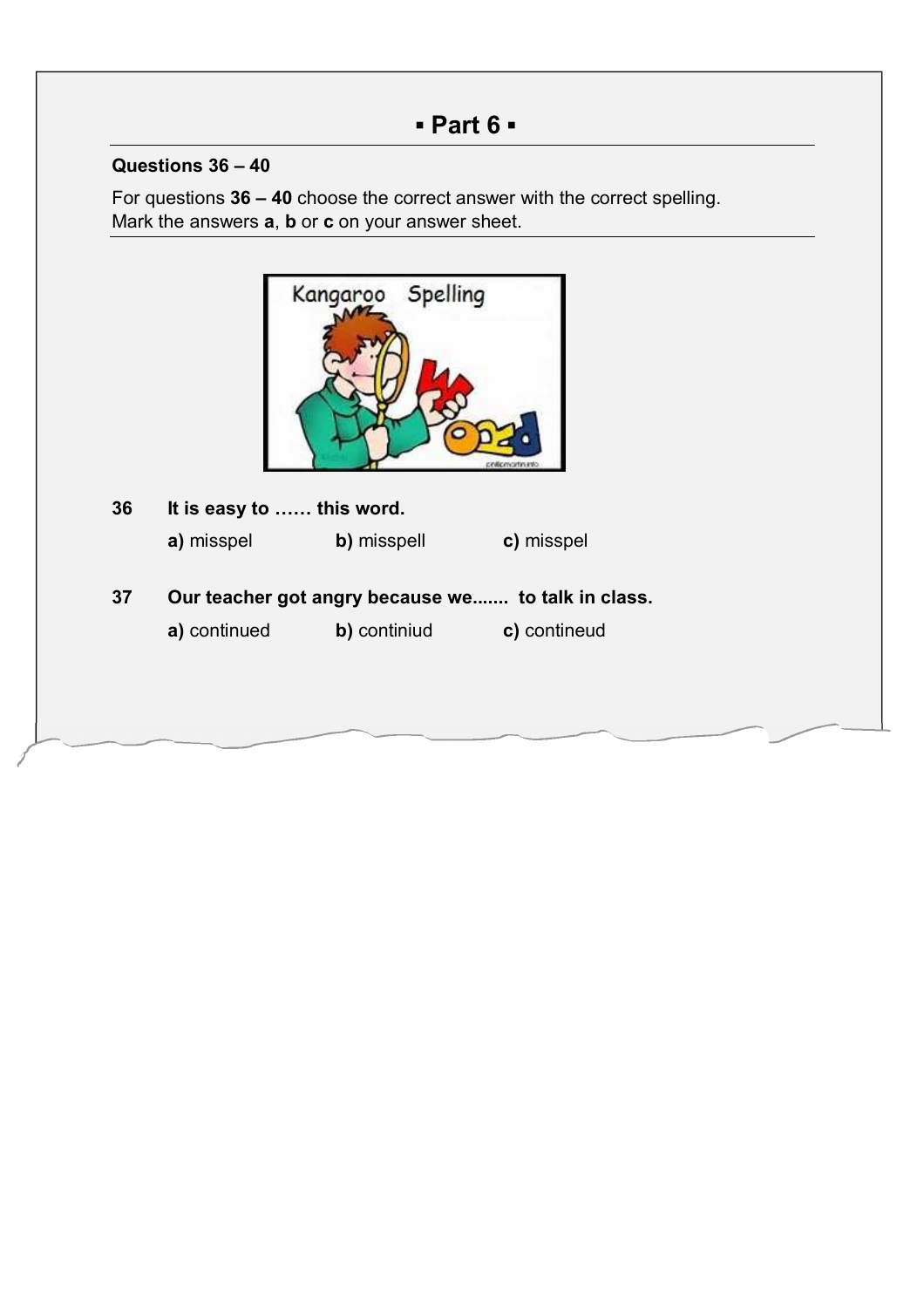## ▪ Part 6 ▪

**Questions 36 – 40**

For questions **36 – 40** choose the correct answer with the correct spelling.
Mark the answers **a**, **b** or **c** on your answer sheet.

**36** **It is easy to …… this word.**

**a)** misspel  **b)** misspell  **c)** misspel

**37** **Our teacher got angry because we....... to talk in class.**

**a)** continued  **b)** continiud  **c)** contineud